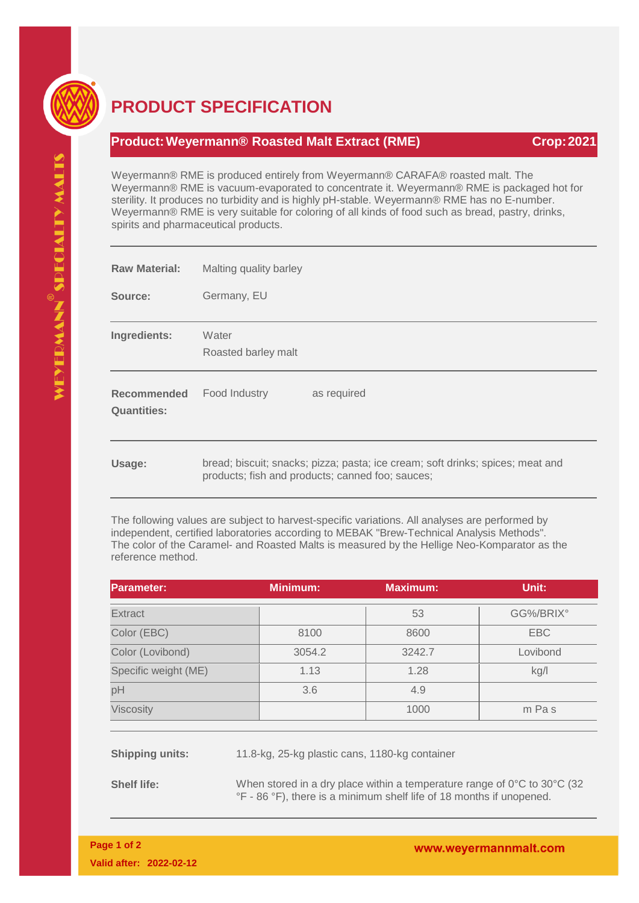# PRODUCT SPECIFICATION

## Product: Weyermann® Roasted Malt Extract (RME) — Crop: 2021

Weyermann® RME is produced entirely from Weyermann® CARAFA® roasted malt. The Weyermann® RME is vacuum-evaporated to concentrate it. Weyermann® RME is packaged hot for sterility. It produces no turbidity and is highly pH-stable. Weyermann® RME has no E-number. Weyermann® RME is very suitable for coloring of all kinds of food such as bread, pastry, drinks, spirits and pharmaceutical products.

**Raw Material:** Malting quality barley

**Source:** Germany, EU

**Ingredients:** Water
Roasted barley malt

**Recommended Quantities:** Food Industry — as required

**Usage:** bread; biscuit; snacks; pizza; pasta; ice cream; soft drinks; spices; meat and products; fish and products; canned foo; sauces;

The following values are subject to harvest-specific variations. All analyses are performed by independent, certified laboratories according to MEBAK "Brew-Technical Analysis Methods". The color of the Caramel- and Roasted Malts is measured by the Hellige Neo-Komparator as the reference method.

| Parameter: | Minimum: | Maximum: | Unit: |
|---|---|---|---|
| Extract | | 53 | GG%/BRIX° |
| Color (EBC) | 8100 | 8600 | EBC |
| Color (Lovibond) | 3054.2 | 3242.7 | Lovibond |
| Specific weight (ME) | 1.13 | 1.28 | kg/l |
| pH | 3.6 | 4.9 | |
| Viscosity | | 1000 | m Pa s |

**Shipping units:** 11.8-kg, 25-kg plastic cans, 1180-kg container

**Shelf life:** When stored in a dry place within a temperature range of 0°C to 30°C (32 °F - 86 °F), there is a minimum shelf life of 18 months if unopened.

Valid after: 2022-02-12

www.weyermannmalt.com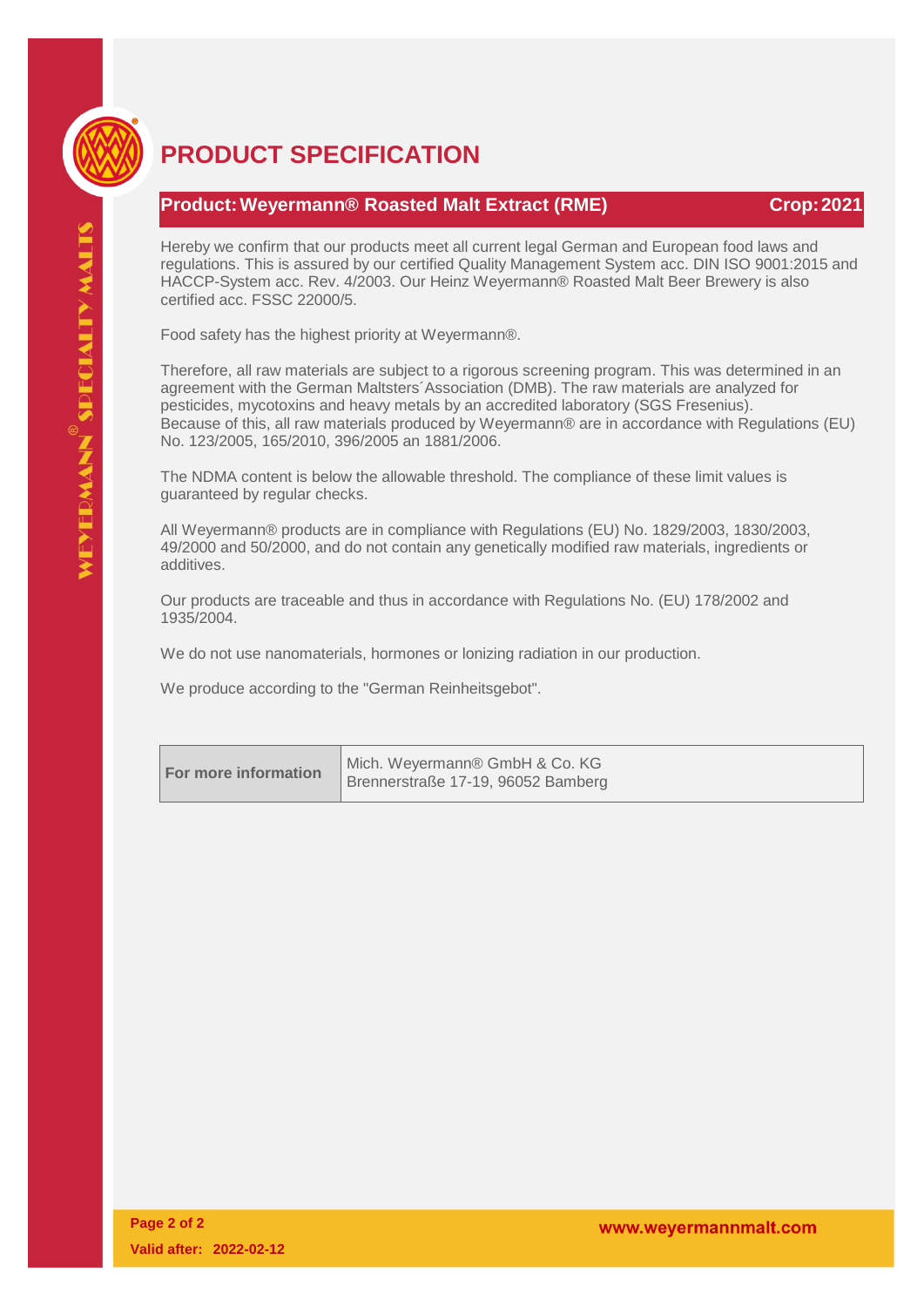# PRODUCT SPECIFICATION

**Product: Weyermann® Roasted Malt Extract (RME)** **Crop: 2021**

Hereby we confirm that our products meet all current legal German and European food laws and regulations. This is assured by our certified Quality Management System acc. DIN ISO 9001:2015 and HACCP-System acc. Rev. 4/2003. Our Heinz Weyermann® Roasted Malt Beer Brewery is also certified acc. FSSC 22000/5.

Food safety has the highest priority at Weyermann®.

Therefore, all raw materials are subject to a rigorous screening program. This was determined in an agreement with the German Maltsters´Association (DMB). The raw materials are analyzed for pesticides, mycotoxins and heavy metals by an accredited laboratory (SGS Fresenius). Because of this, all raw materials produced by Weyermann® are in accordance with Regulations (EU) No. 123/2005, 165/2010, 396/2005 an 1881/2006.

The NDMA content is below the allowable threshold. The compliance of these limit values is guaranteed by regular checks.

All Weyermann® products are in compliance with Regulations (EU) No. 1829/2003, 1830/2003, 49/2000 and 50/2000, and do not contain any genetically modified raw materials, ingredients or additives.

Our products are traceable and thus in accordance with Regulations No. (EU) 178/2002 and 1935/2004.

We do not use nanomaterials, hormones or Ionizing radiation in our production.

We produce according to the "German Reinheitsgebot".

| | |
|---|---|
| **For more information** | Mich. Weyermann® GmbH & Co. KG<br>Brennerstraße 17-19, 96052 Bamberg |

**Valid after: 2022-02-12**

www.weyermannmalt.com